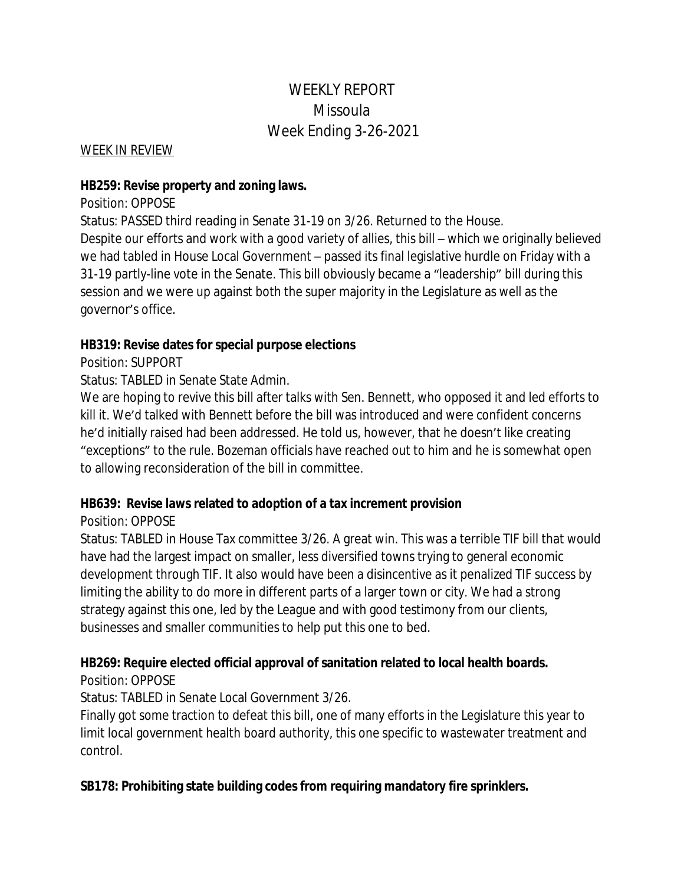# WEEKLY REPORT
## Missoula
## Week Ending 3-26-2021

WEEK IN REVIEW

**HB259: Revise property and zoning laws.**

Position: OPPOSE

Status: PASSED third reading in Senate 31-19 on 3/26. Returned to the House.

Despite our efforts and work with a good variety of allies, this bill – which we originally believed we had tabled in House Local Government – passed its final legislative hurdle on Friday with a 31-19 partly-line vote in the Senate. This bill obviously became a "leadership" bill during this session and we were up against both the super majority in the Legislature as well as the governor's office.

**HB319: Revise dates for special purpose elections**

Position: SUPPORT

Status: TABLED in Senate State Admin.

We are hoping to revive this bill after talks with Sen. Bennett, who opposed it and led efforts to kill it. We'd talked with Bennett before the bill was introduced and were confident concerns he'd initially raised had been addressed. He told us, however, that he doesn't like creating "exceptions" to the rule. Bozeman officials have reached out to him and he is somewhat open to allowing reconsideration of the bill in committee.

**HB639: Revise laws related to adoption of a tax increment provision**

Position: OPPOSE

Status: TABLED in House Tax committee 3/26. A great win. This was a terrible TIF bill that would have had the largest impact on smaller, less diversified towns trying to general economic development through TIF. It also would have been a disincentive as it penalized TIF success by limiting the ability to do more in different parts of a larger town or city. We had a strong strategy against this one, led by the League and with good testimony from our clients, businesses and smaller communities to help put this one to bed.

**HB269: Require elected official approval of sanitation related to local health boards.**

Position: OPPOSE

Status: TABLED in Senate Local Government 3/26.

Finally got some traction to defeat this bill, one of many efforts in the Legislature this year to limit local government health board authority, this one specific to wastewater treatment and control.

**SB178: Prohibiting state building codes from requiring mandatory fire sprinklers.**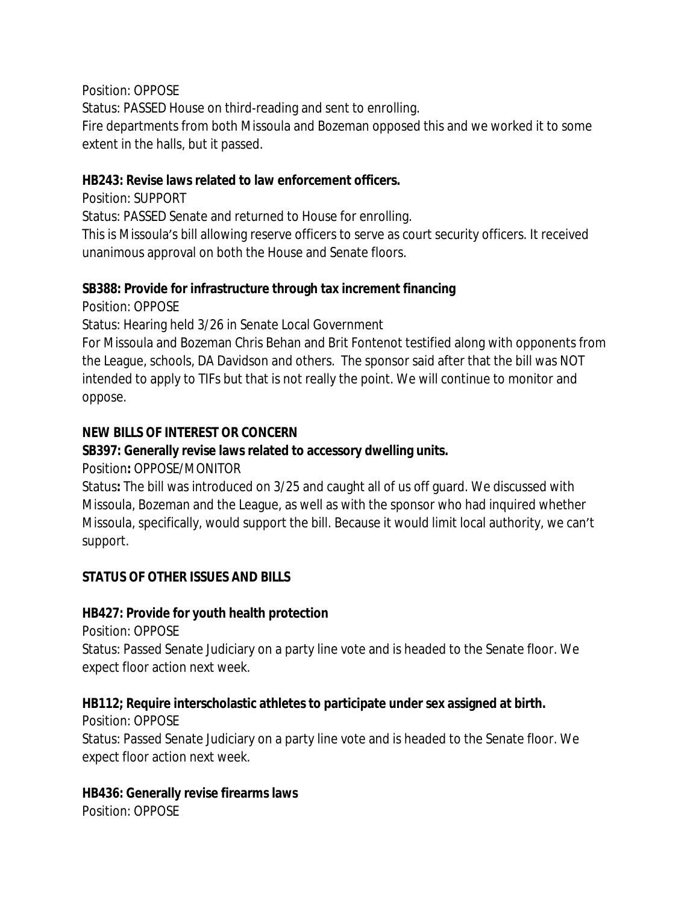Position: OPPOSE

Status: PASSED House on third-reading and sent to enrolling.

Fire departments from both Missoula and Bozeman opposed this and we worked it to some extent in the halls, but it passed.

**HB243: Revise laws related to law enforcement officers.**

Position: SUPPORT

Status: PASSED Senate and returned to House for enrolling.

This is Missoula's bill allowing reserve officers to serve as court security officers. It received unanimous approval on both the House and Senate floors.

**SB388: Provide for infrastructure through tax increment financing**

Position: OPPOSE

Status: Hearing held 3/26 in Senate Local Government

For Missoula and Bozeman Chris Behan and Brit Fontenot testified along with opponents from the League, schools, DA Davidson and others. The sponsor said after that the bill was NOT intended to apply to TIFs but that is not really the point. We will continue to monitor and oppose.

**NEW BILLS OF INTEREST OR CONCERN**

**SB397: Generally revise laws related to accessory dwelling units.**

Position**:** OPPOSE/MONITOR

Status**:** The bill was introduced on 3/25 and caught all of us off guard. We discussed with Missoula, Bozeman and the League, as well as with the sponsor who had inquired whether Missoula, specifically, would support the bill. Because it would limit local authority, we can't support.

**STATUS OF OTHER ISSUES AND BILLS**

**HB427: Provide for youth health protection**

Position: OPPOSE

Status: Passed Senate Judiciary on a party line vote and is headed to the Senate floor. We expect floor action next week.

**HB112; Require interscholastic athletes to participate under sex assigned at birth.**

Position: OPPOSE

Status: Passed Senate Judiciary on a party line vote and is headed to the Senate floor. We expect floor action next week.

**HB436: Generally revise firearms laws**

Position: OPPOSE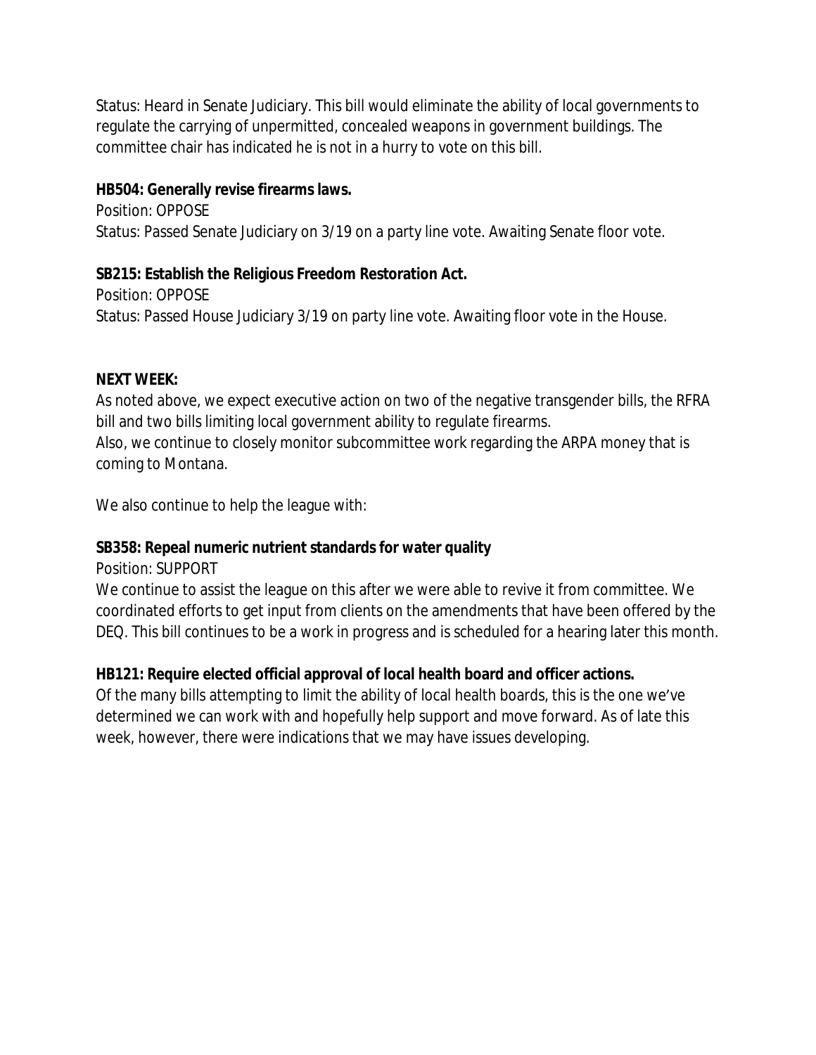Status: Heard in Senate Judiciary. This bill would eliminate the ability of local governments to regulate the carrying of unpermitted, concealed weapons in government buildings. The committee chair has indicated he is not in a hurry to vote on this bill.

**HB504: Generally revise firearms laws.**
Position: OPPOSE
Status: Passed Senate Judiciary on 3/19 on a party line vote. Awaiting Senate floor vote.

**SB215: Establish the Religious Freedom Restoration Act.**
Position: OPPOSE
Status: Passed House Judiciary 3/19 on party line vote. Awaiting floor vote in the House.

**NEXT WEEK:**
As noted above, we expect executive action on two of the negative transgender bills, the RFRA bill and two bills limiting local government ability to regulate firearms.
Also, we continue to closely monitor subcommittee work regarding the ARPA money that is coming to Montana.

We also continue to help the league with:

**SB358: Repeal numeric nutrient standards for water quality**
Position: SUPPORT
We continue to assist the league on this after we were able to revive it from committee. We coordinated efforts to get input from clients on the amendments that have been offered by the DEQ. This bill continues to be a work in progress and is scheduled for a hearing later this month.

**HB121: Require elected official approval of local health board and officer actions.**
Of the many bills attempting to limit the ability of local health boards, this is the one we've determined we can work with and hopefully help support and move forward. As of late this week, however, there were indications that we may have issues developing.